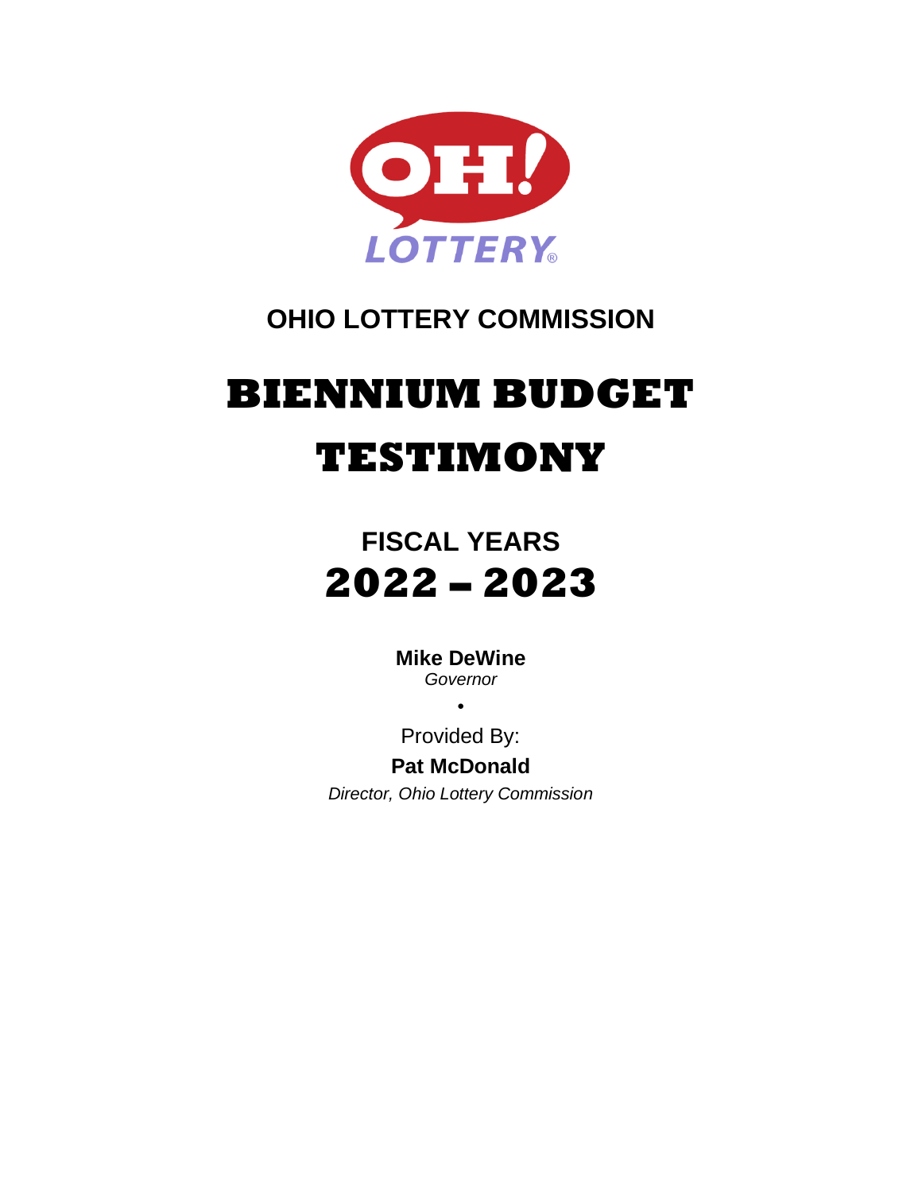OH! LOTTERY®

## OHIO LOTTERY COMMISSION

# BIENNIUM BUDGET TESTIMONY

## FISCAL YEARS
# 2022 – 2023

**Mike DeWine**
*Governor*

•

Provided By:

**Pat McDonald**
*Director, Ohio Lottery Commission*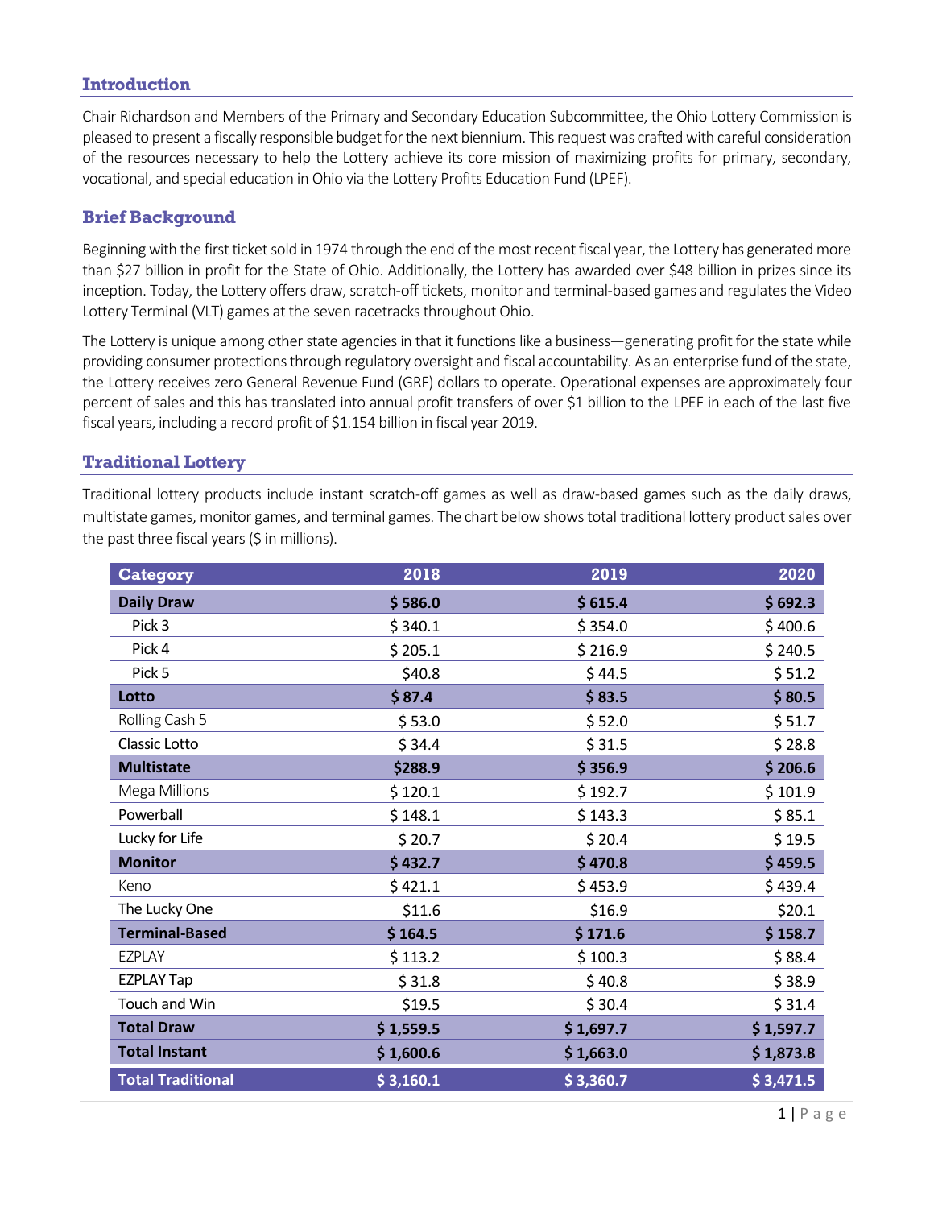## Introduction

Chair Richardson and Members of the Primary and Secondary Education Subcommittee, the Ohio Lottery Commission is pleased to present a fiscally responsible budget for the next biennium. This request was crafted with careful consideration of the resources necessary to help the Lottery achieve its core mission of maximizing profits for primary, secondary, vocational, and special education in Ohio via the Lottery Profits Education Fund (LPEF).

## Brief Background

Beginning with the first ticket sold in 1974 through the end of the most recent fiscal year, the Lottery has generated more than $27 billion in profit for the State of Ohio. Additionally, the Lottery has awarded over $48 billion in prizes since its inception. Today, the Lottery offers draw, scratch-off tickets, monitor and terminal-based games and regulates the Video Lottery Terminal (VLT) games at the seven racetracks throughout Ohio.

The Lottery is unique among other state agencies in that it functions like a business—generating profit for the state while providing consumer protections through regulatory oversight and fiscal accountability. As an enterprise fund of the state, the Lottery receives zero General Revenue Fund (GRF) dollars to operate. Operational expenses are approximately four percent of sales and this has translated into annual profit transfers of over $1 billion to the LPEF in each of the last five fiscal years, including a record profit of $1.154 billion in fiscal year 2019.

## Traditional Lottery

Traditional lottery products include instant scratch-off games as well as draw-based games such as the daily draws, multistate games, monitor games, and terminal games. The chart below shows total traditional lottery product sales over the past three fiscal years ($ in millions).

| Category | 2018 | 2019 | 2020 |
|---|---|---|---|
| **Daily Draw** | **$ 586.0** | **$ 615.4** | **$ 692.3** |
| Pick 3 | $ 340.1 | $ 354.0 | $ 400.6 |
| Pick 4 | $ 205.1 | $ 216.9 | $ 240.5 |
| Pick 5 | $40.8 | $ 44.5 | $ 51.2 |
| **Lotto** | **$ 87.4** | **$ 83.5** | **$ 80.5** |
| Rolling Cash 5 | $ 53.0 | $ 52.0 | $ 51.7 |
| Classic Lotto | $ 34.4 | $ 31.5 | $ 28.8 |
| **Multistate** | **$288.9** | **$ 356.9** | **$ 206.6** |
| Mega Millions | $ 120.1 | $ 192.7 | $ 101.9 |
| Powerball | $ 148.1 | $ 143.3 | $ 85.1 |
| Lucky for Life | $ 20.7 | $ 20.4 | $ 19.5 |
| **Monitor** | **$ 432.7** | **$ 470.8** | **$ 459.5** |
| Keno | $ 421.1 | $ 453.9 | $ 439.4 |
| The Lucky One | $11.6 | $16.9 | $20.1 |
| **Terminal-Based** | **$ 164.5** | **$ 171.6** | **$ 158.7** |
| EZPLAY | $ 113.2 | $ 100.3 | $ 88.4 |
| EZPLAY Tap | $ 31.8 | $ 40.8 | $ 38.9 |
| Touch and Win | $19.5 | $ 30.4 | $ 31.4 |
| **Total Draw** | **$ 1,559.5** | **$ 1,697.7** | **$ 1,597.7** |
| **Total Instant** | **$ 1,600.6** | **$ 1,663.0** | **$ 1,873.8** |
| **Total Traditional** | **$ 3,160.1** | **$ 3,360.7** | **$ 3,471.5** |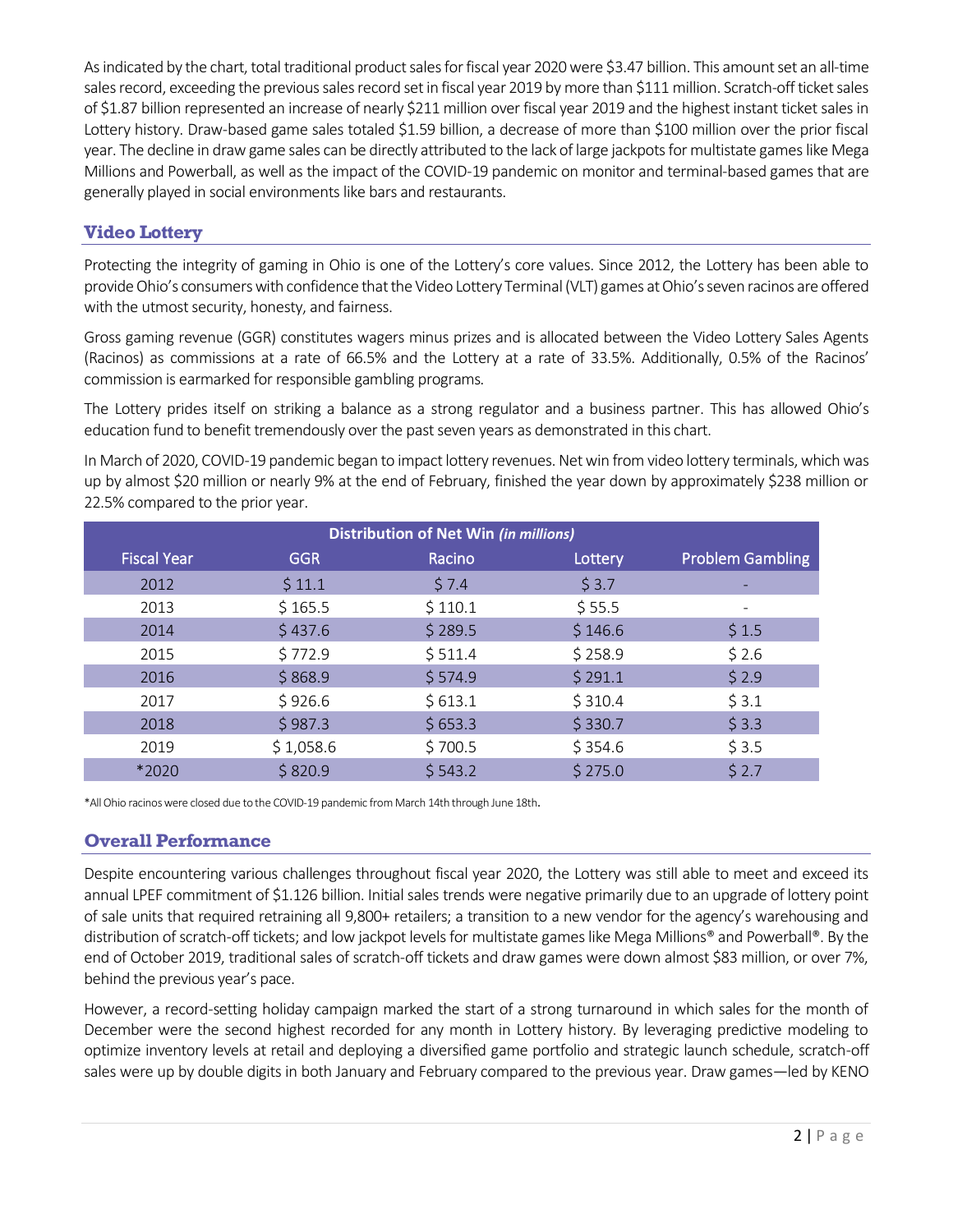As indicated by the chart, total traditional product sales for fiscal year 2020 were $3.47 billion. This amount set an all-time sales record, exceeding the previous sales record set in fiscal year 2019 by more than $111 million. Scratch-off ticket sales of $1.87 billion represented an increase of nearly $211 million over fiscal year 2019 and the highest instant ticket sales in Lottery history. Draw-based game sales totaled $1.59 billion, a decrease of more than $100 million over the prior fiscal year. The decline in draw game sales can be directly attributed to the lack of large jackpots for multistate games like Mega Millions and Powerball, as well as the impact of the COVID-19 pandemic on monitor and terminal-based games that are generally played in social environments like bars and restaurants.

## Video Lottery

Protecting the integrity of gaming in Ohio is one of the Lottery's core values. Since 2012, the Lottery has been able to provide Ohio's consumers with confidence that the Video Lottery Terminal (VLT) games at Ohio's seven racinos are offered with the utmost security, honesty, and fairness.

Gross gaming revenue (GGR) constitutes wagers minus prizes and is allocated between the Video Lottery Sales Agents (Racinos) as commissions at a rate of 66.5% and the Lottery at a rate of 33.5%. Additionally, 0.5% of the Racinos' commission is earmarked for responsible gambling programs.

The Lottery prides itself on striking a balance as a strong regulator and a business partner. This has allowed Ohio's education fund to benefit tremendously over the past seven years as demonstrated in this chart.

In March of 2020, COVID-19 pandemic began to impact lottery revenues. Net win from video lottery terminals, which was up by almost $20 million or nearly 9% at the end of February, finished the year down by approximately $238 million or 22.5% compared to the prior year.

| Distribution of Net Win *(in millions)* | | | | |
|---|---|---|---|---|
| Fiscal Year | GGR | Racino | Lottery | Problem Gambling |
| 2012 | $ 11.1 | $ 7.4 | $ 3.7 | - |
| 2013 | $ 165.5 | $ 110.1 | $ 55.5 | - |
| 2014 | $ 437.6 | $ 289.5 | $ 146.6 | $ 1.5 |
| 2015 | $ 772.9 | $ 511.4 | $ 258.9 | $ 2.6 |
| 2016 | $ 868.9 | $ 574.9 | $ 291.1 | $ 2.9 |
| 2017 | $ 926.6 | $ 613.1 | $ 310.4 | $ 3.1 |
| 2018 | $ 987.3 | $ 653.3 | $ 330.7 | $ 3.3 |
| 2019 | $ 1,058.6 | $ 700.5 | $ 354.6 | $ 3.5 |
| *2020 | $ 820.9 | $ 543.2 | $ 275.0 | $ 2.7 |

*All Ohio racinos were closed due to the COVID-19 pandemic from March 14th through June 18th.

## Overall Performance

Despite encountering various challenges throughout fiscal year 2020, the Lottery was still able to meet and exceed its annual LPEF commitment of $1.126 billion. Initial sales trends were negative primarily due to an upgrade of lottery point of sale units that required retraining all 9,800+ retailers; a transition to a new vendor for the agency's warehousing and distribution of scratch-off tickets; and low jackpot levels for multistate games like Mega Millions® and Powerball®. By the end of October 2019, traditional sales of scratch-off tickets and draw games were down almost $83 million, or over 7%, behind the previous year's pace.

However, a record-setting holiday campaign marked the start of a strong turnaround in which sales for the month of December were the second highest recorded for any month in Lottery history. By leveraging predictive modeling to optimize inventory levels at retail and deploying a diversified game portfolio and strategic launch schedule, scratch-off sales were up by double digits in both January and February compared to the previous year. Draw games—led by KENO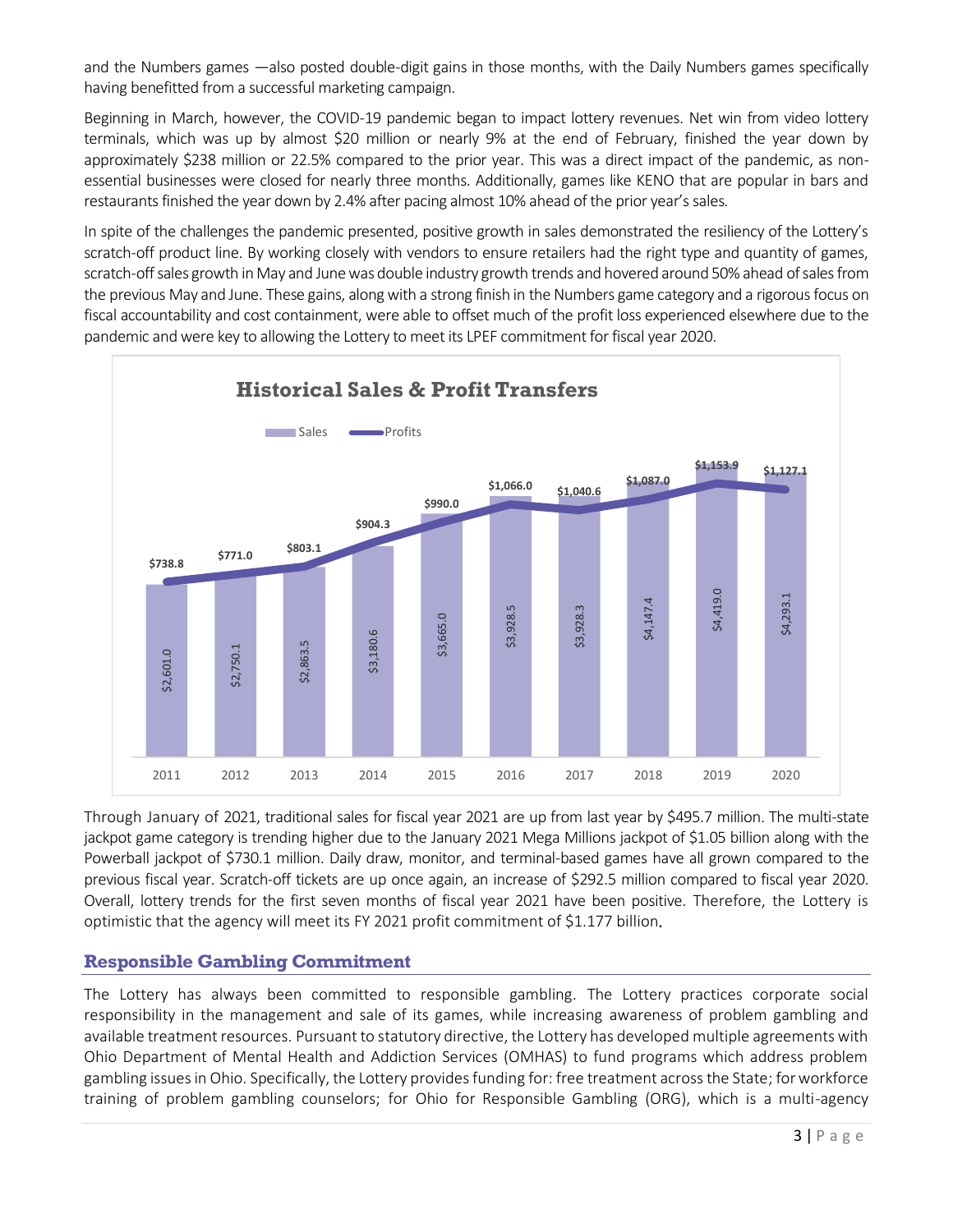and the Numbers games —also posted double-digit gains in those months, with the Daily Numbers games specifically having benefitted from a successful marketing campaign.

Beginning in March, however, the COVID-19 pandemic began to impact lottery revenues. Net win from video lottery terminals, which was up by almost $20 million or nearly 9% at the end of February, finished the year down by approximately $238 million or 22.5% compared to the prior year. This was a direct impact of the pandemic, as non-essential businesses were closed for nearly three months. Additionally, games like KENO that are popular in bars and restaurants finished the year down by 2.4% after pacing almost 10% ahead of the prior year's sales.

In spite of the challenges the pandemic presented, positive growth in sales demonstrated the resiliency of the Lottery's scratch-off product line. By working closely with vendors to ensure retailers had the right type and quantity of games, scratch-off sales growth in May and June was double industry growth trends and hovered around 50% ahead of sales from the previous May and June. These gains, along with a strong finish in the Numbers game category and a rigorous focus on fiscal accountability and cost containment, were able to offset much of the profit loss experienced elsewhere due to the pandemic and were key to allowing the Lottery to meet its LPEF commitment for fiscal year 2020.

**Historical Sales & Profit Transfers**

| Year | Sales | Profits |
|---|---|---|
| 2011 | $2,601.0 | $738.8 |
| 2012 | $2,750.1 | $771.0 |
| 2013 | $2,863.5 | $803.1 |
| 2014 | $3,180.6 | $904.3 |
| 2015 | $3,665.0 | $990.0 |
| 2016 | $3,928.5 | $1,066.0 |
| 2017 | $3,928.3 | $1,040.6 |
| 2018 | $4,147.4 | $1,087.0 |
| 2019 | $4,419.0 | $1,153.9 |
| 2020 | $4,293.1 | $1,127.1 |

Through January of 2021, traditional sales for fiscal year 2021 are up from last year by $495.7 million. The multi-state jackpot game category is trending higher due to the January 2021 Mega Millions jackpot of $1.05 billion along with the Powerball jackpot of $730.1 million. Daily draw, monitor, and terminal-based games have all grown compared to the previous fiscal year. Scratch-off tickets are up once again, an increase of $292.5 million compared to fiscal year 2020. Overall, lottery trends for the first seven months of fiscal year 2021 have been positive. Therefore, the Lottery is optimistic that the agency will meet its FY 2021 profit commitment of $1.177 billion.

## Responsible Gambling Commitment

The Lottery has always been committed to responsible gambling. The Lottery practices corporate social responsibility in the management and sale of its games, while increasing awareness of problem gambling and available treatment resources. Pursuant to statutory directive, the Lottery has developed multiple agreements with Ohio Department of Mental Health and Addiction Services (OMHAS) to fund programs which address problem gambling issues in Ohio. Specifically, the Lottery provides funding for: free treatment across the State; for workforce training of problem gambling counselors; for Ohio for Responsible Gambling (ORG), which is a multi-agency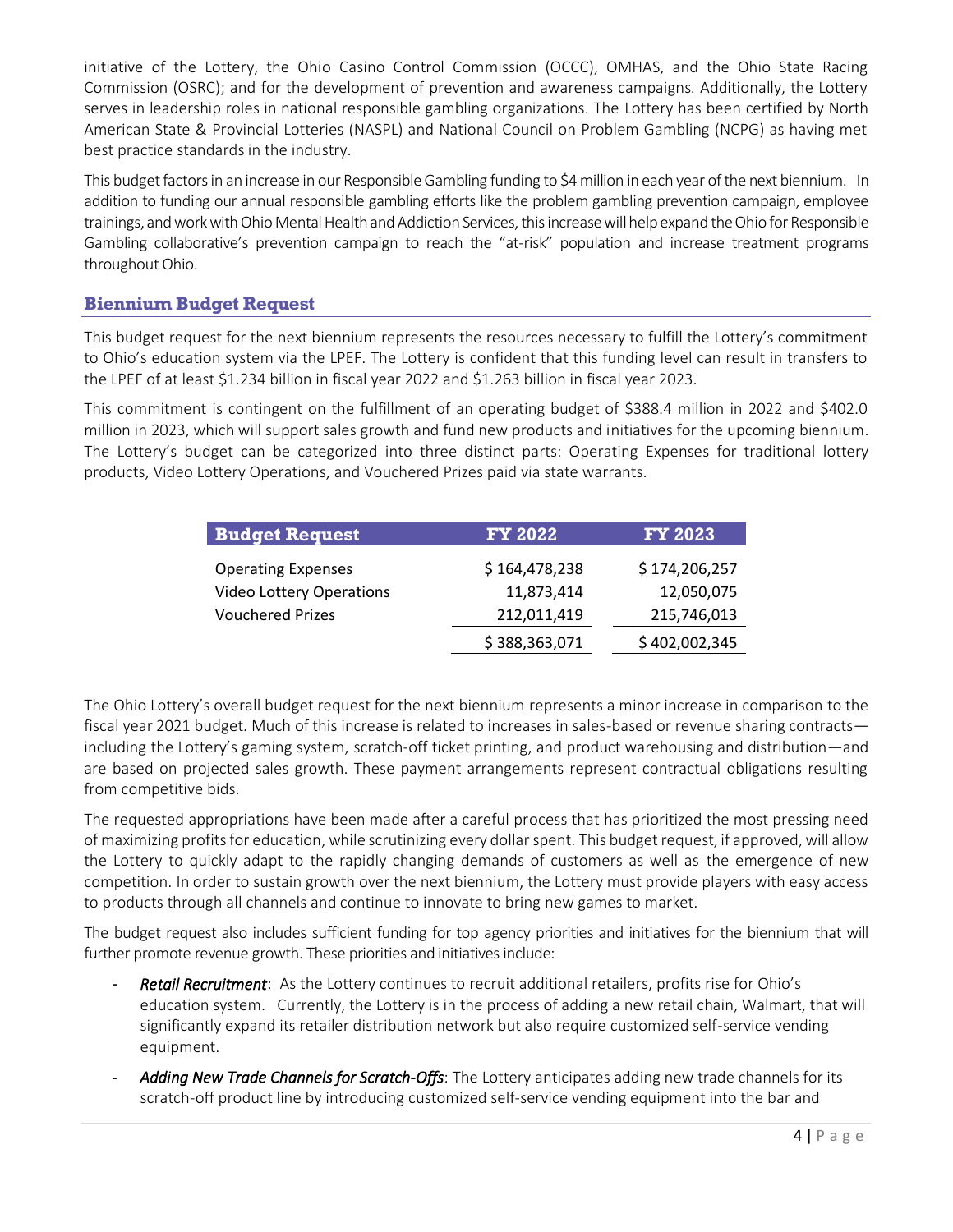initiative of the Lottery, the Ohio Casino Control Commission (OCCC), OMHAS, and the Ohio State Racing Commission (OSRC); and for the development of prevention and awareness campaigns. Additionally, the Lottery serves in leadership roles in national responsible gambling organizations. The Lottery has been certified by North American State & Provincial Lotteries (NASPL) and National Council on Problem Gambling (NCPG) as having met best practice standards in the industry.

This budget factors in an increase in our Responsible Gambling funding to $4 million in each year of the next biennium. In addition to funding our annual responsible gambling efforts like the problem gambling prevention campaign, employee trainings, and work with Ohio Mental Health and Addiction Services, this increase will help expand the Ohio for Responsible Gambling collaborative's prevention campaign to reach the "at-risk" population and increase treatment programs throughout Ohio.

## Biennium Budget Request

This budget request for the next biennium represents the resources necessary to fulfill the Lottery's commitment to Ohio's education system via the LPEF. The Lottery is confident that this funding level can result in transfers to the LPEF of at least $1.234 billion in fiscal year 2022 and $1.263 billion in fiscal year 2023.

This commitment is contingent on the fulfillment of an operating budget of $388.4 million in 2022 and $402.0 million in 2023, which will support sales growth and fund new products and initiatives for the upcoming biennium. The Lottery's budget can be categorized into three distinct parts: Operating Expenses for traditional lottery products, Video Lottery Operations, and Vouchered Prizes paid via state warrants.

| Budget Request | FY 2022 | FY 2023 |
|---|---|---|
| Operating Expenses | $ 164,478,238 | $ 174,206,257 |
| Video Lottery Operations | 11,873,414 | 12,050,075 |
| Vouchered Prizes | 212,011,419 | 215,746,013 |
| | $ 388,363,071 | $ 402,002,345 |

The Ohio Lottery's overall budget request for the next biennium represents a minor increase in comparison to the fiscal year 2021 budget. Much of this increase is related to increases in sales-based or revenue sharing contracts—including the Lottery's gaming system, scratch-off ticket printing, and product warehousing and distribution—and are based on projected sales growth. These payment arrangements represent contractual obligations resulting from competitive bids.

The requested appropriations have been made after a careful process that has prioritized the most pressing need of maximizing profits for education, while scrutinizing every dollar spent. This budget request, if approved, will allow the Lottery to quickly adapt to the rapidly changing demands of customers as well as the emergence of new competition. In order to sustain growth over the next biennium, the Lottery must provide players with easy access to products through all channels and continue to innovate to bring new games to market.

The budget request also includes sufficient funding for top agency priorities and initiatives for the biennium that will further promote revenue growth. These priorities and initiatives include:

- *Retail Recruitment*: As the Lottery continues to recruit additional retailers, profits rise for Ohio's education system. Currently, the Lottery is in the process of adding a new retail chain, Walmart, that will significantly expand its retailer distribution network but also require customized self-service vending equipment.
- *Adding New Trade Channels for Scratch-Offs*: The Lottery anticipates adding new trade channels for its scratch-off product line by introducing customized self-service vending equipment into the bar and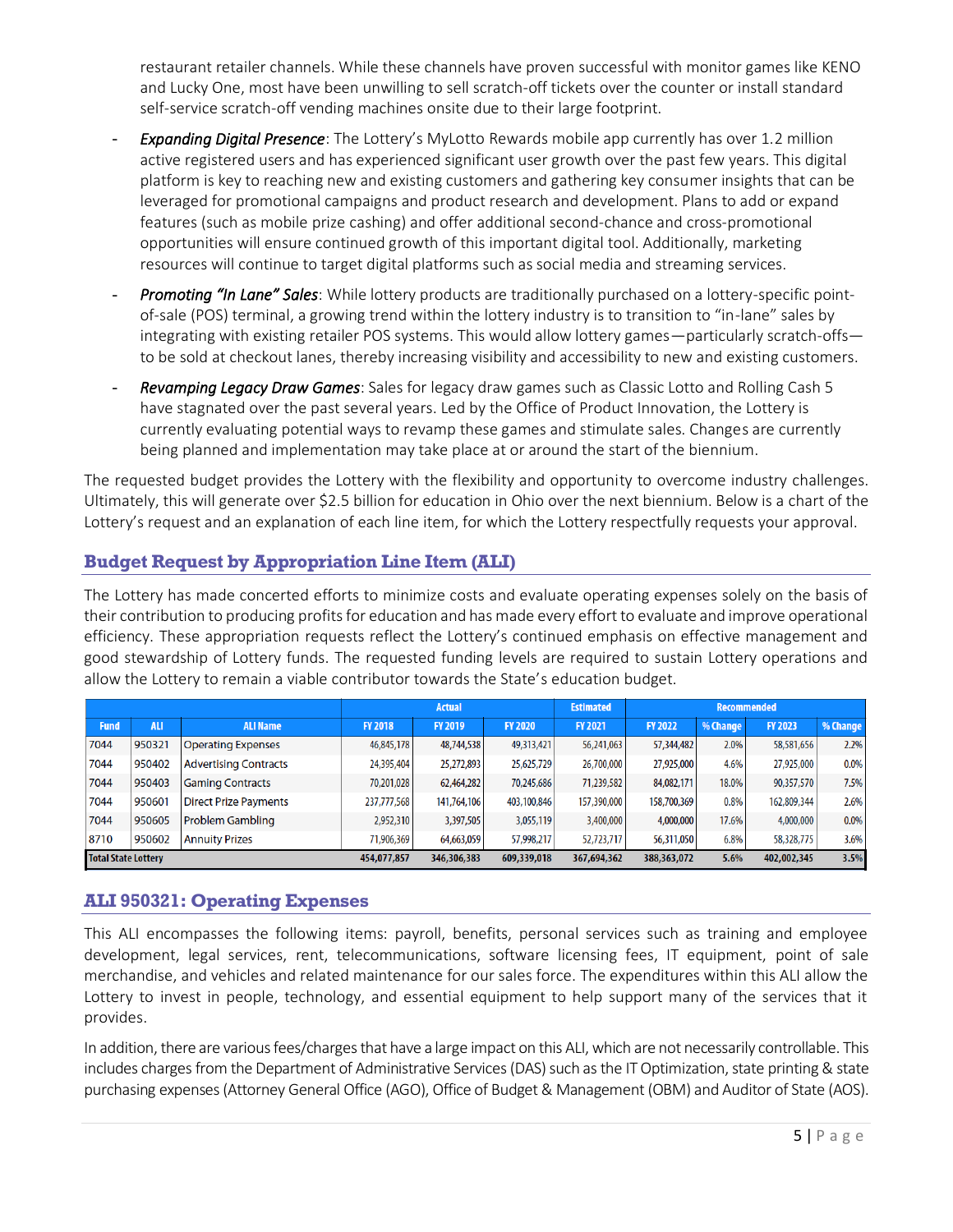restaurant retailer channels. While these channels have proven successful with monitor games like KENO and Lucky One, most have been unwilling to sell scratch-off tickets over the counter or install standard self-service scratch-off vending machines onsite due to their large footprint.

- *Expanding Digital Presence*: The Lottery's MyLotto Rewards mobile app currently has over 1.2 million active registered users and has experienced significant user growth over the past few years. This digital platform is key to reaching new and existing customers and gathering key consumer insights that can be leveraged for promotional campaigns and product research and development. Plans to add or expand features (such as mobile prize cashing) and offer additional second-chance and cross-promotional opportunities will ensure continued growth of this important digital tool. Additionally, marketing resources will continue to target digital platforms such as social media and streaming services.
- *Promoting "In Lane" Sales*: While lottery products are traditionally purchased on a lottery-specific point-of-sale (POS) terminal, a growing trend within the lottery industry is to transition to "in-lane" sales by integrating with existing retailer POS systems. This would allow lottery games—particularly scratch-offs—to be sold at checkout lanes, thereby increasing visibility and accessibility to new and existing customers.
- *Revamping Legacy Draw Games*: Sales for legacy draw games such as Classic Lotto and Rolling Cash 5 have stagnated over the past several years. Led by the Office of Product Innovation, the Lottery is currently evaluating potential ways to revamp these games and stimulate sales. Changes are currently being planned and implementation may take place at or around the start of the biennium.

The requested budget provides the Lottery with the flexibility and opportunity to overcome industry challenges. Ultimately, this will generate over $2.5 billion for education in Ohio over the next biennium. Below is a chart of the Lottery's request and an explanation of each line item, for which the Lottery respectfully requests your approval.

## Budget Request by Appropriation Line Item (ALI)

The Lottery has made concerted efforts to minimize costs and evaluate operating expenses solely on the basis of their contribution to producing profits for education and has made every effort to evaluate and improve operational efficiency. These appropriation requests reflect the Lottery's continued emphasis on effective management and good stewardship of Lottery funds. The requested funding levels are required to sustain Lottery operations and allow the Lottery to remain a viable contributor towards the State's education budget.

| | | | Actual | | | Estimated | Recommended | | | |
|---|---|---|---|---|---|---|---|---|---|---|
| Fund | ALI | ALI Name | FY 2018 | FY 2019 | FY 2020 | FY 2021 | FY 2022 | % Change | FY 2023 | % Change |
| 7044 | 950321 | Operating Expenses | 46,845,178 | 48,744,538 | 49,313,421 | 56,241,063 | 57,344,482 | 2.0% | 58,581,656 | 2.2% |
| 7044 | 950402 | Advertising Contracts | 24,395,404 | 25,272,893 | 25,625,729 | 26,700,000 | 27,925,000 | 4.6% | 27,925,000 | 0.0% |
| 7044 | 950403 | Gaming Contracts | 70,201,028 | 62,464,282 | 70,245,686 | 71,239,582 | 84,082,171 | 18.0% | 90,357,570 | 7.5% |
| 7044 | 950601 | Direct Prize Payments | 237,777,568 | 141,764,106 | 403,100,846 | 157,390,000 | 158,700,369 | 0.8% | 162,809,344 | 2.6% |
| 7044 | 950605 | Problem Gambling | 2,952,310 | 3,397,505 | 3,055,119 | 3,400,000 | 4,000,000 | 17.6% | 4,000,000 | 0.0% |
| 8710 | 950602 | Annuity Prizes | 71,906,369 | 64,663,059 | 57,998,217 | 52,723,717 | 56,311,050 | 6.8% | 58,328,775 | 3.6% |
| Total State Lottery | | | 454,077,857 | 346,306,383 | 609,339,018 | 367,694,362 | 388,363,072 | 5.6% | 402,002,345 | 3.5% |

## ALI 950321: Operating Expenses

This ALI encompasses the following items: payroll, benefits, personal services such as training and employee development, legal services, rent, telecommunications, software licensing fees, IT equipment, point of sale merchandise, and vehicles and related maintenance for our sales force. The expenditures within this ALI allow the Lottery to invest in people, technology, and essential equipment to help support many of the services that it provides.

In addition, there are various fees/charges that have a large impact on this ALI, which are not necessarily controllable. This includes charges from the Department of Administrative Services (DAS) such as the IT Optimization, state printing & state purchasing expenses (Attorney General Office (AGO), Office of Budget & Management (OBM) and Auditor of State (AOS).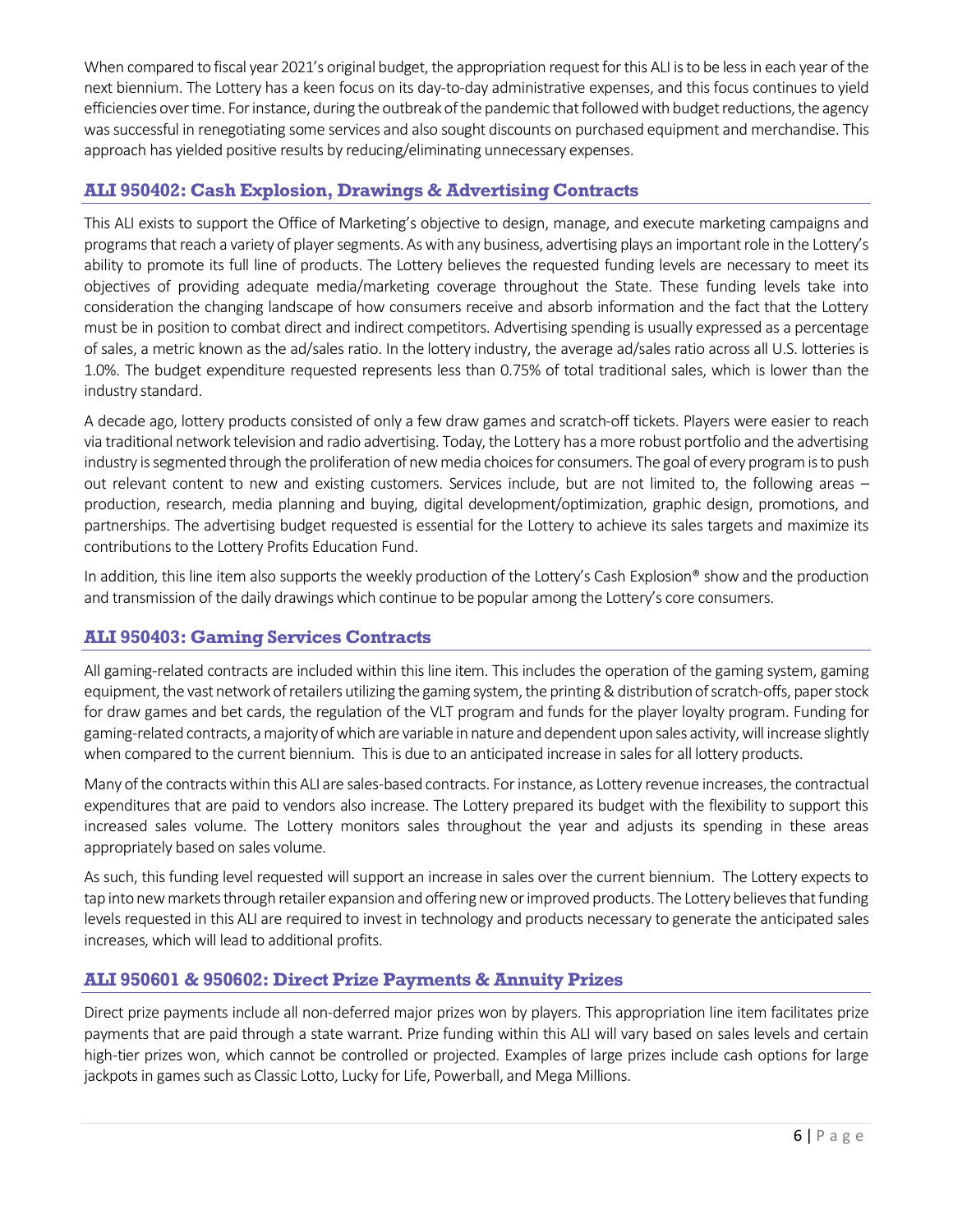When compared to fiscal year 2021's original budget, the appropriation request for this ALI is to be less in each year of the next biennium. The Lottery has a keen focus on its day-to-day administrative expenses, and this focus continues to yield efficiencies over time. For instance, during the outbreak of the pandemic that followed with budget reductions, the agency was successful in renegotiating some services and also sought discounts on purchased equipment and merchandise. This approach has yielded positive results by reducing/eliminating unnecessary expenses.

### ALI 950402: Cash Explosion, Drawings & Advertising Contracts

This ALI exists to support the Office of Marketing's objective to design, manage, and execute marketing campaigns and programs that reach a variety of player segments. As with any business, advertising plays an important role in the Lottery's ability to promote its full line of products. The Lottery believes the requested funding levels are necessary to meet its objectives of providing adequate media/marketing coverage throughout the State. These funding levels take into consideration the changing landscape of how consumers receive and absorb information and the fact that the Lottery must be in position to combat direct and indirect competitors. Advertising spending is usually expressed as a percentage of sales, a metric known as the ad/sales ratio. In the lottery industry, the average ad/sales ratio across all U.S. lotteries is 1.0%. The budget expenditure requested represents less than 0.75% of total traditional sales, which is lower than the industry standard.

A decade ago, lottery products consisted of only a few draw games and scratch-off tickets. Players were easier to reach via traditional network television and radio advertising. Today, the Lottery has a more robust portfolio and the advertising industry is segmented through the proliferation of new media choices for consumers. The goal of every program is to push out relevant content to new and existing customers. Services include, but are not limited to, the following areas – production, research, media planning and buying, digital development/optimization, graphic design, promotions, and partnerships. The advertising budget requested is essential for the Lottery to achieve its sales targets and maximize its contributions to the Lottery Profits Education Fund.

In addition, this line item also supports the weekly production of the Lottery's Cash Explosion® show and the production and transmission of the daily drawings which continue to be popular among the Lottery's core consumers.

### ALI 950403: Gaming Services Contracts

All gaming-related contracts are included within this line item. This includes the operation of the gaming system, gaming equipment, the vast network of retailers utilizing the gaming system, the printing & distribution of scratch-offs, paper stock for draw games and bet cards, the regulation of the VLT program and funds for the player loyalty program. Funding for gaming-related contracts, a majority of which are variable in nature and dependent upon sales activity, will increase slightly when compared to the current biennium. This is due to an anticipated increase in sales for all lottery products.

Many of the contracts within this ALI are sales-based contracts. For instance, as Lottery revenue increases, the contractual expenditures that are paid to vendors also increase. The Lottery prepared its budget with the flexibility to support this increased sales volume. The Lottery monitors sales throughout the year and adjusts its spending in these areas appropriately based on sales volume.

As such, this funding level requested will support an increase in sales over the current biennium. The Lottery expects to tap into new markets through retailer expansion and offering new or improved products. The Lottery believes that funding levels requested in this ALI are required to invest in technology and products necessary to generate the anticipated sales increases, which will lead to additional profits.

### ALI 950601 & 950602: Direct Prize Payments & Annuity Prizes

Direct prize payments include all non-deferred major prizes won by players. This appropriation line item facilitates prize payments that are paid through a state warrant. Prize funding within this ALI will vary based on sales levels and certain high-tier prizes won, which cannot be controlled or projected. Examples of large prizes include cash options for large jackpots in games such as Classic Lotto, Lucky for Life, Powerball, and Mega Millions.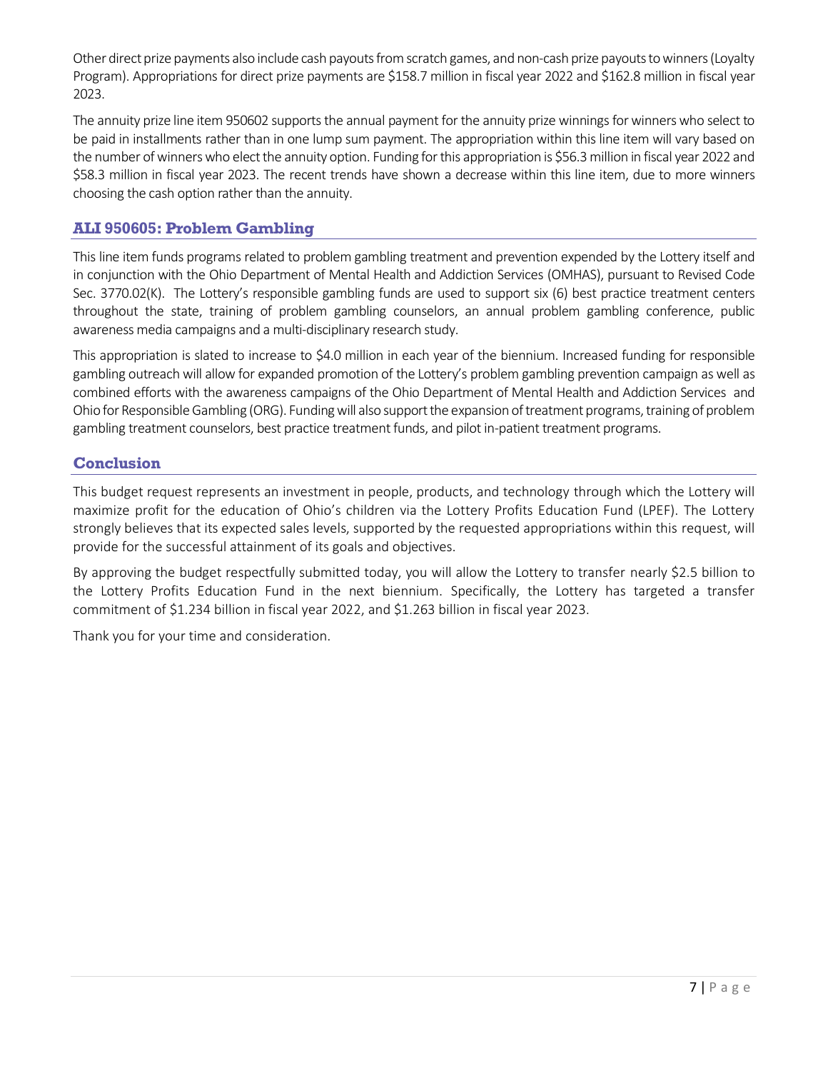Other direct prize payments also include cash payouts from scratch games, and non-cash prize payouts to winners (Loyalty Program). Appropriations for direct prize payments are $158.7 million in fiscal year 2022 and $162.8 million in fiscal year 2023.

The annuity prize line item 950602 supports the annual payment for the annuity prize winnings for winners who select to be paid in installments rather than in one lump sum payment. The appropriation within this line item will vary based on the number of winners who elect the annuity option. Funding for this appropriation is $56.3 million in fiscal year 2022 and $58.3 million in fiscal year 2023. The recent trends have shown a decrease within this line item, due to more winners choosing the cash option rather than the annuity.

## ALI 950605: Problem Gambling

This line item funds programs related to problem gambling treatment and prevention expended by the Lottery itself and in conjunction with the Ohio Department of Mental Health and Addiction Services (OMHAS), pursuant to Revised Code Sec. 3770.02(K). The Lottery's responsible gambling funds are used to support six (6) best practice treatment centers throughout the state, training of problem gambling counselors, an annual problem gambling conference, public awareness media campaigns and a multi-disciplinary research study.

This appropriation is slated to increase to $4.0 million in each year of the biennium. Increased funding for responsible gambling outreach will allow for expanded promotion of the Lottery's problem gambling prevention campaign as well as combined efforts with the awareness campaigns of the Ohio Department of Mental Health and Addiction Services and Ohio for Responsible Gambling (ORG). Funding will also support the expansion of treatment programs, training of problem gambling treatment counselors, best practice treatment funds, and pilot in-patient treatment programs.

## Conclusion

This budget request represents an investment in people, products, and technology through which the Lottery will maximize profit for the education of Ohio's children via the Lottery Profits Education Fund (LPEF). The Lottery strongly believes that its expected sales levels, supported by the requested appropriations within this request, will provide for the successful attainment of its goals and objectives.

By approving the budget respectfully submitted today, you will allow the Lottery to transfer nearly $2.5 billion to the Lottery Profits Education Fund in the next biennium. Specifically, the Lottery has targeted a transfer commitment of $1.234 billion in fiscal year 2022, and $1.263 billion in fiscal year 2023.

Thank you for your time and consideration.